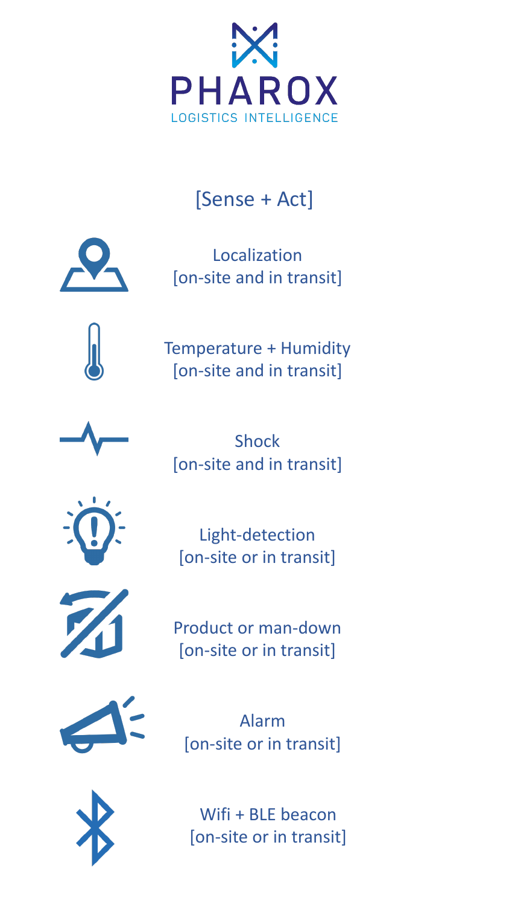# PHAROX

LOGISTICS INTELLIGENCE

## [Sense + Act]

Localization
[on-site and in transit]

Temperature + Humidity
[on-site and in transit]

Shock
[on-site and in transit]

Light-detection
[on-site or in transit]

Product or man-down
[on-site or in transit]

Alarm
[on-site or in transit]

Wifi + BLE beacon
[on-site or in transit]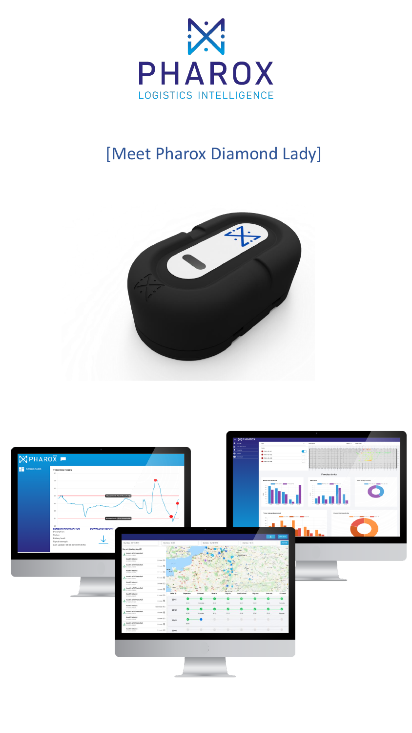PHAROX

LOGISTICS INTELLIGENCE

[Meet Pharox Diamond Lady]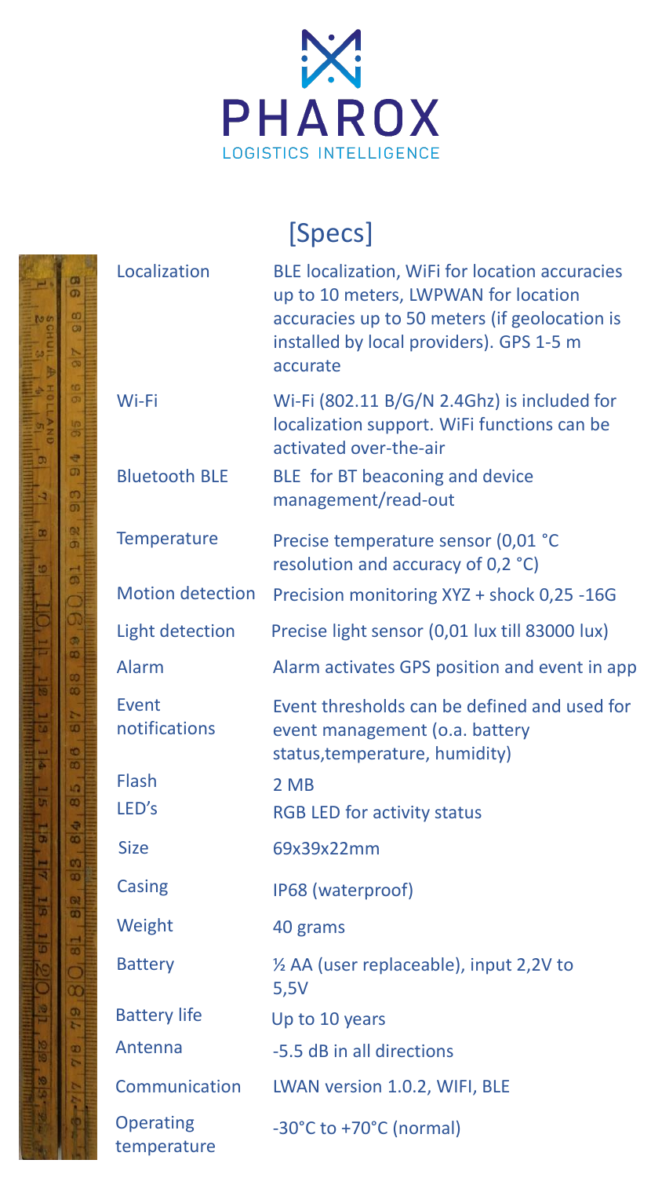# PHAROX

LOGISTICS INTELLIGENCE

## [Specs]

| | |
|---|---|
| Localization | BLE localization, WiFi for location accuracies up to 10 meters, LWPWAN for location accuracies up to 50 meters (if geolocation is installed by local providers). GPS 1-5 m accurate |
| Wi-Fi | Wi-Fi (802.11 B/G/N 2.4Ghz) is included for localization support. WiFi functions can be activated over-the-air |
| Bluetooth BLE | BLE for BT beaconing and device management/read-out |
| Temperature | Precise temperature sensor (0,01 °C resolution and accuracy of 0,2 °C) |
| Motion detection | Precision monitoring XYZ + shock 0,25 -16G |
| Light detection | Precise light sensor (0,01 lux till 83000 lux) |
| Alarm | Alarm activates GPS position and event in app |
| Event notifications | Event thresholds can be defined and used for event management (o.a. battery status,temperature, humidity) |
| Flash | 2 MB |
| LED's | RGB LED for activity status |
| Size | 69x39x22mm |
| Casing | IP68 (waterproof) |
| Weight | 40 grams |
| Battery | ½ AA (user replaceable), input 2,2V to 5,5V |
| Battery life | Up to 10 years |
| Antenna | -5.5 dB in all directions |
| Communication | LWAN version 1.0.2, WIFI, BLE |
| Operating temperature | -30°C to +70°C (normal) |